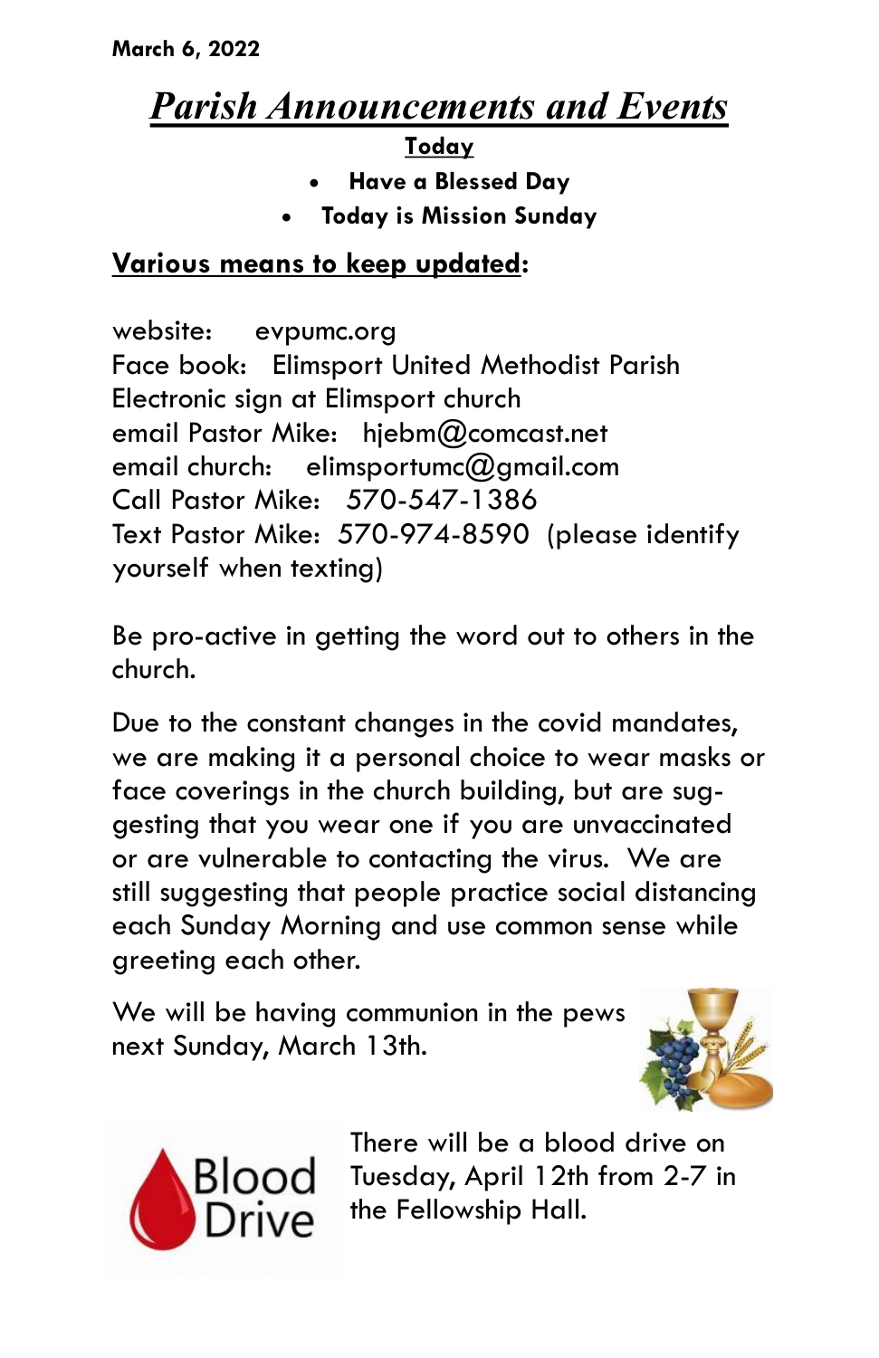**March 6, 2022**

# *Parish Announcements and Events*

**Today**

- **Have a Blessed Day**
- **Today is Mission Sunday**

**Various means to keep updated:**

website: evpumc.org
Face book: Elimsport United Methodist Parish
Electronic sign at Elimsport church
email Pastor Mike: hjebm@comcast.net
email church: elimsportumc@gmail.com
Call Pastor Mike: 570-547-1386
Text Pastor Mike: 570-974-8590 (please identify yourself when texting)

Be pro-active in getting the word out to others in the church.

Due to the constant changes in the covid mandates, we are making it a personal choice to wear masks or face coverings in the church building, but are suggesting that you wear one if you are unvaccinated or are vulnerable to contacting the virus. We are still suggesting that people practice social distancing each Sunday Morning and use common sense while greeting each other.

We will be having communion in the pews next Sunday, March 13th.

There will be a blood drive on Tuesday, April 12th from 2-7 in the Fellowship Hall.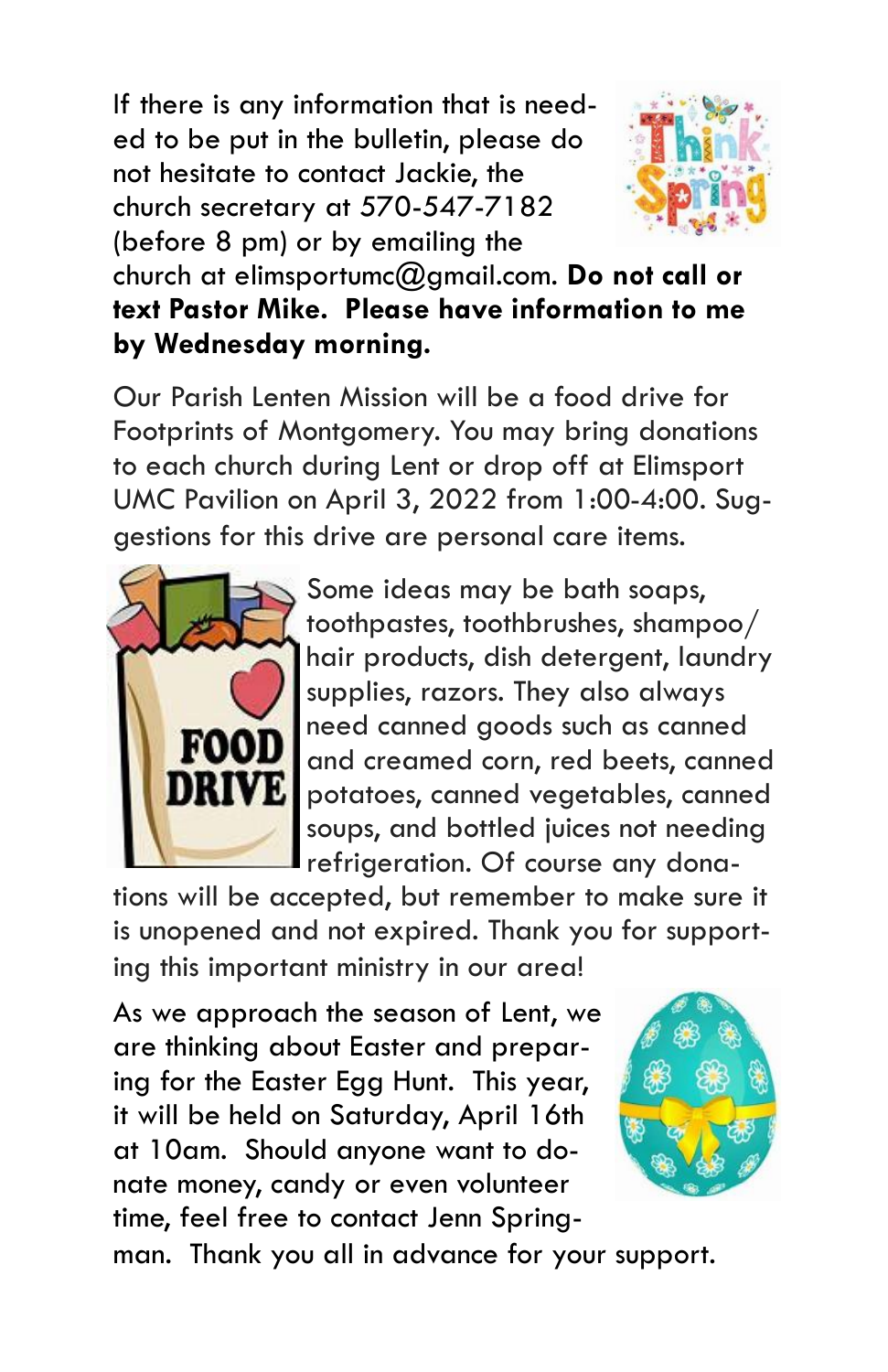If there is any information that is needed to be put in the bulletin, please do not hesitate to contact Jackie, the church secretary at 570-547-7182 (before 8 pm) or by emailing the church at elimsportumc@gmail.com. **Do not call or text Pastor Mike. Please have information to me by Wednesday morning.**

Our Parish Lenten Mission will be a food drive for Footprints of Montgomery. You may bring donations to each church during Lent or drop off at Elimsport UMC Pavilion on April 3, 2022 from 1:00-4:00. Suggestions for this drive are personal care items.

Some ideas may be bath soaps, toothpastes, toothbrushes, shampoo/ hair products, dish detergent, laundry supplies, razors. They also always need canned goods such as canned and creamed corn, red beets, canned potatoes, canned vegetables, canned soups, and bottled juices not needing refrigeration. Of course any donations will be accepted, but remember to make sure it is unopened and not expired. Thank you for supporting this important ministry in our area!

As we approach the season of Lent, we are thinking about Easter and preparing for the Easter Egg Hunt. This year, it will be held on Saturday, April 16th at 10am. Should anyone want to donate money, candy or even volunteer time, feel free to contact Jenn Springman. Thank you all in advance for your support.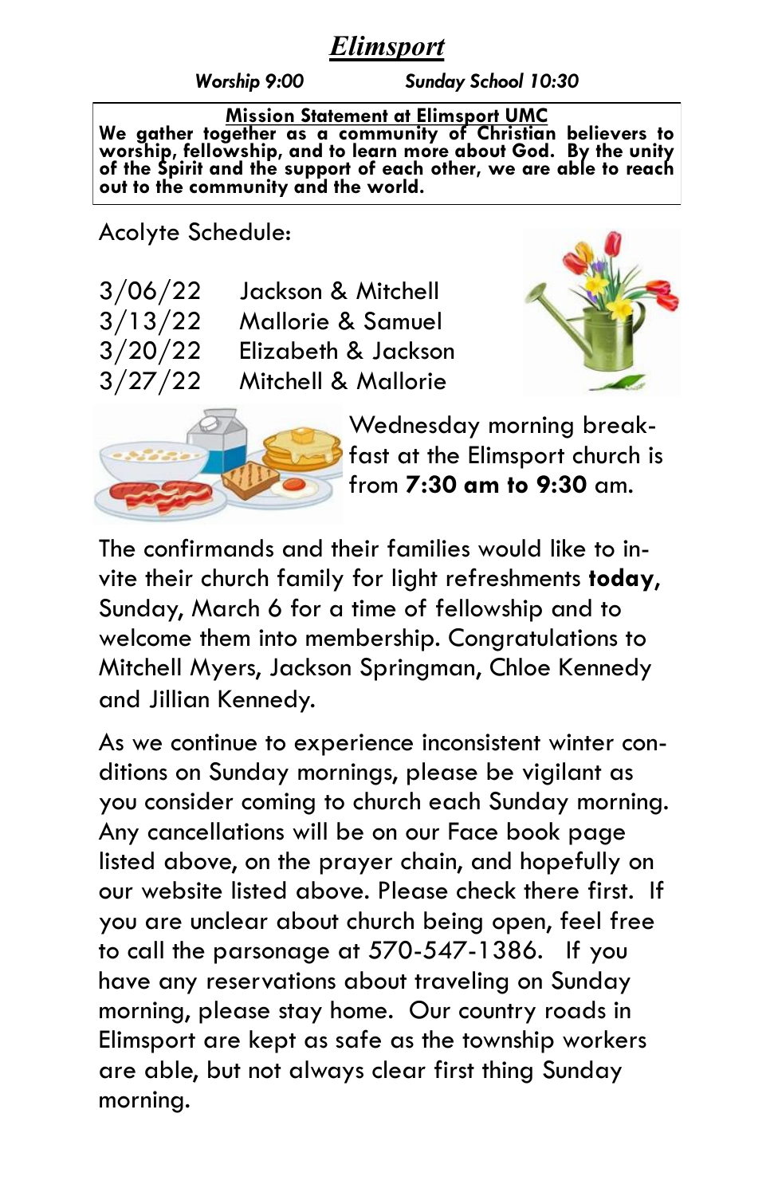# *Elimsport*

***Worship 9:00*** ***Sunday School 10:30***

**Mission Statement at Elimsport UMC**

**We gather together as a community of Christian believers to worship, fellowship, and to learn more about God. By the unity of the Spirit and the support of each other, we are able to reach out to the community and the world.**

Acolyte Schedule:

| | |
|---|---|
| 3/06/22 | Jackson & Mitchell |
| 3/13/22 | Mallorie & Samuel |
| 3/20/22 | Elizabeth & Jackson |
| 3/27/22 | Mitchell & Mallorie |

Wednesday morning breakfast at the Elimsport church is from **7:30 am to 9:30** am.

The confirmands and their families would like to invite their church family for light refreshments **today**, Sunday, March 6 for a time of fellowship and to welcome them into membership. Congratulations to Mitchell Myers, Jackson Springman, Chloe Kennedy and Jillian Kennedy.

As we continue to experience inconsistent winter conditions on Sunday mornings, please be vigilant as you consider coming to church each Sunday morning. Any cancellations will be on our Face book page listed above, on the prayer chain, and hopefully on our website listed above. Please check there first. If you are unclear about church being open, feel free to call the parsonage at 570-547-1386. If you have any reservations about traveling on Sunday morning, please stay home. Our country roads in Elimsport are kept as safe as the township workers are able, but not always clear first thing Sunday morning.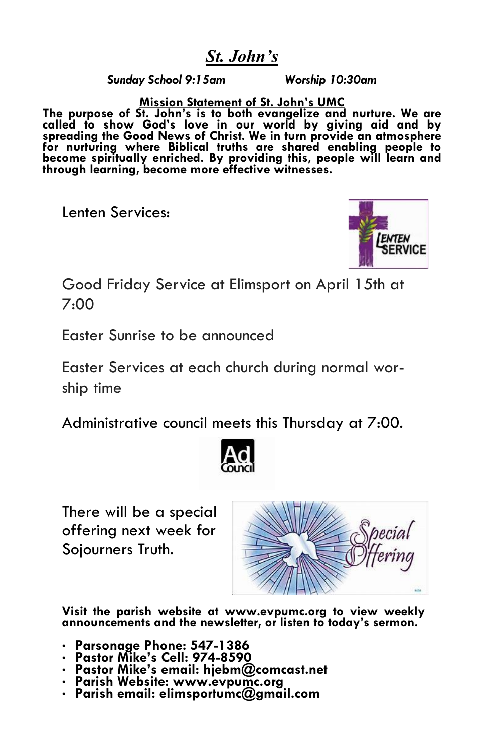# *St. John's*

*Sunday School 9:15am* *Worship 10:30am*

**Mission Statement of St. John's UMC**

**The purpose of St. John's is to both evangelize and nurture. We are called to show God's love in our world by giving aid and by spreading the Good News of Christ. We in turn provide an atmosphere for nurturing where Biblical truths are shared enabling people to become spiritually enriched. By providing this, people will learn and through learning, become more effective witnesses.**

Lenten Services:

Good Friday Service at Elimsport on April 15th at 7:00

Easter Sunrise to be announced

Easter Services at each church during normal worship time

Administrative council meets this Thursday at 7:00.

There will be a special offering next week for Sojourners Truth.

**Visit the parish website at www.evpumc.org to view weekly announcements and the newsletter, or listen to today's sermon.**

- **Parsonage Phone: 547-1386**
- **Pastor Mike's Cell: 974-8590**
- **Pastor Mike's email: hjebm@comcast.net**
- **Parish Website: www.evpumc.org**
- **Parish email: elimsportumc@gmail.com**